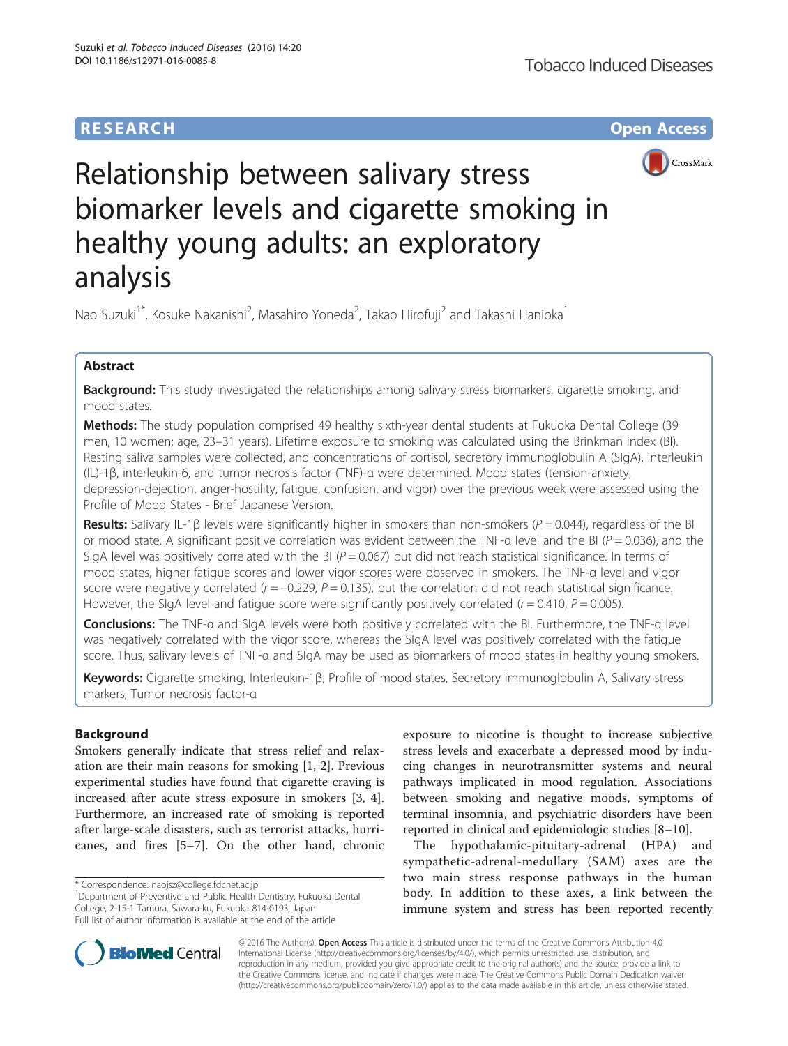# RESEARCH

# Relationship between salivary stress biomarker levels and cigarette smoking in healthy young adults: an exploratory analysis

Nao Suzuki[1*], Kosuke Nakanishi[2], Masahiro Yoneda[2], Takao Hirofuji[2] and Takashi Hanioka[1]

## Abstract

**Background:** This study investigated the relationships among salivary stress biomarkers, cigarette smoking, and mood states.

**Methods:** The study population comprised 49 healthy sixth-year dental students at Fukuoka Dental College (39 men, 10 women; age, 23–31 years). Lifetime exposure to smoking was calculated using the Brinkman index (BI). Resting saliva samples were collected, and concentrations of cortisol, secretory immunoglobulin A (SIgA), interleukin (IL)-1β, interleukin-6, and tumor necrosis factor (TNF)-α were determined. Mood states (tension-anxiety, depression-dejection, anger-hostility, fatigue, confusion, and vigor) over the previous week were assessed using the Profile of Mood States - Brief Japanese Version.

**Results:** Salivary IL-1β levels were significantly higher in smokers than non-smokers ($P = 0.044$), regardless of the BI or mood state. A significant positive correlation was evident between the TNF-α level and the BI ($P = 0.036$), and the SIgA level was positively correlated with the BI ($P = 0.067$) but did not reach statistical significance. In terms of mood states, higher fatigue scores and lower vigor scores were observed in smokers. The TNF-α level and vigor score were negatively correlated ($r = -0.229$, $P = 0.135$), but the correlation did not reach statistical significance. However, the SIgA level and fatigue score were significantly positively correlated ($r = 0.410$, $P = 0.005$).

**Conclusions:** The TNF-α and SIgA levels were both positively correlated with the BI. Furthermore, the TNF-α level was negatively correlated with the vigor score, whereas the SIgA level was positively correlated with the fatigue score. Thus, salivary levels of TNF-α and SIgA may be used as biomarkers of mood states in healthy young smokers.

**Keywords:** Cigarette smoking, Interleukin-1β, Profile of mood states, Secretory immunoglobulin A, Salivary stress markers, Tumor necrosis factor-α

## Background

Smokers generally indicate that stress relief and relaxation are their main reasons for smoking [1, 2]. Previous experimental studies have found that cigarette craving is increased after acute stress exposure in smokers [3, 4]. Furthermore, an increased rate of smoking is reported after large-scale disasters, such as terrorist attacks, hurricanes, and fires [5–7]. On the other hand, chronic exposure to nicotine is thought to increase subjective stress levels and exacerbate a depressed mood by inducing changes in neurotransmitter systems and neural pathways implicated in mood regulation. Associations between smoking and negative moods, symptoms of terminal insomnia, and psychiatric disorders have been reported in clinical and epidemiologic studies [8–10].

The hypothalamic-pituitary-adrenal (HPA) and sympathetic-adrenal-medullary (SAM) axes are the two main stress response pathways in the human body. In addition to these axes, a link between the immune system and stress has been reported recently

\* Correspondence: naojsz@college.fdcnet.ac.jp
[1]Department of Preventive and Public Health Dentistry, Fukuoka Dental College, 2-15-1 Tamura, Sawara-ku, Fukuoka 814-0193, Japan
Full list of author information is available at the end of the article

© 2016 The Author(s). **Open Access** This article is distributed under the terms of the Creative Commons Attribution 4.0 International License (http://creativecommons.org/licenses/by/4.0/), which permits unrestricted use, distribution, and reproduction in any medium, provided you give appropriate credit to the original author(s) and the source, provide a link to the Creative Commons license, and indicate if changes were made. The Creative Commons Public Domain Dedication waiver (http://creativecommons.org/publicdomain/zero/1.0/) applies to the data made available in this article, unless otherwise stated.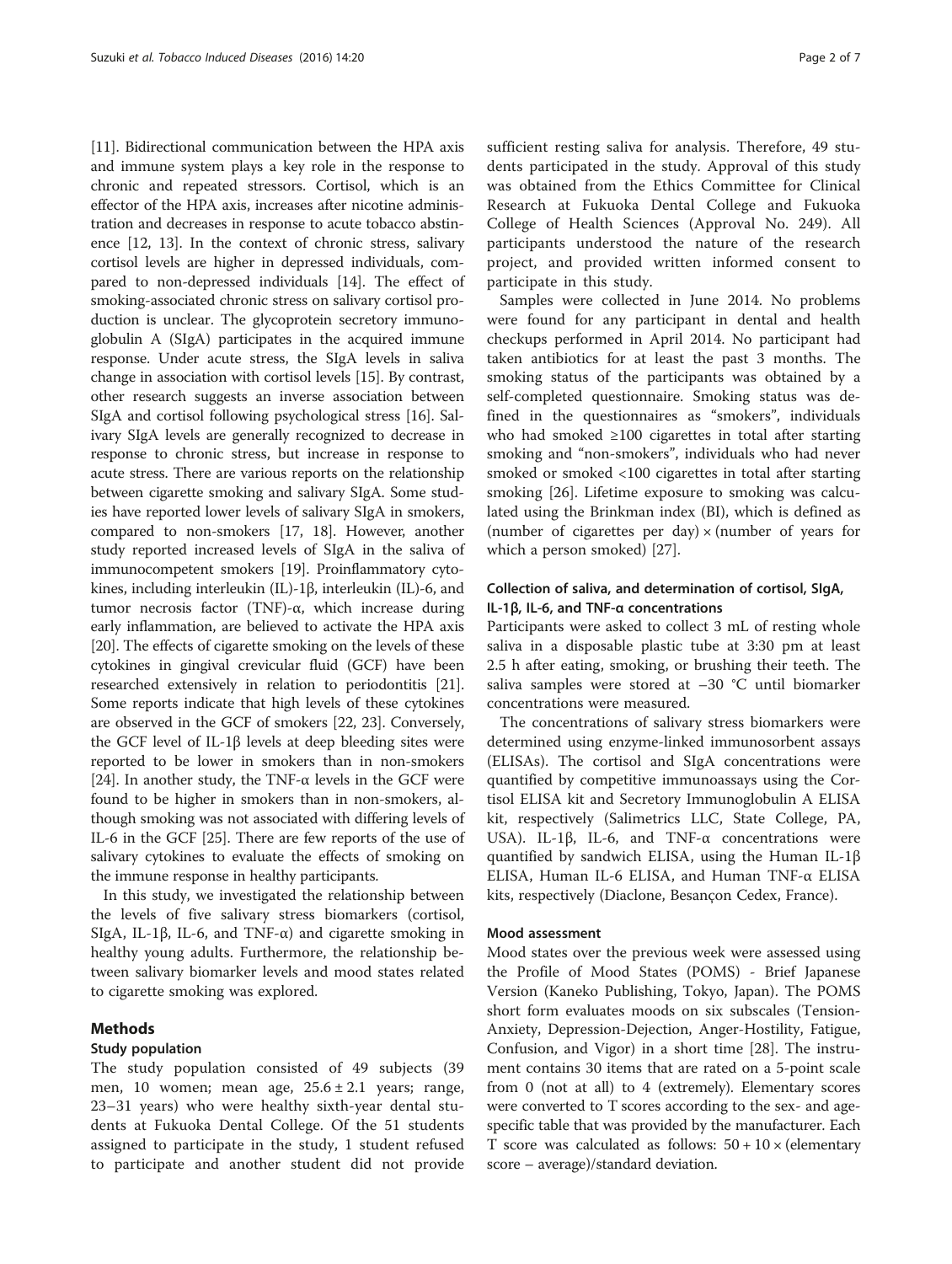[11]. Bidirectional communication between the HPA axis and immune system plays a key role in the response to chronic and repeated stressors. Cortisol, which is an effector of the HPA axis, increases after nicotine administration and decreases in response to acute tobacco abstinence [12, 13]. In the context of chronic stress, salivary cortisol levels are higher in depressed individuals, compared to non-depressed individuals [14]. The effect of smoking-associated chronic stress on salivary cortisol production is unclear. The glycoprotein secretory immunoglobulin A (SIgA) participates in the acquired immune response. Under acute stress, the SIgA levels in saliva change in association with cortisol levels [15]. By contrast, other research suggests an inverse association between SIgA and cortisol following psychological stress [16]. Salivary SIgA levels are generally recognized to decrease in response to chronic stress, but increase in response to acute stress. There are various reports on the relationship between cigarette smoking and salivary SIgA. Some studies have reported lower levels of salivary SIgA in smokers, compared to non-smokers [17, 18]. However, another study reported increased levels of SIgA in the saliva of immunocompetent smokers [19]. Proinflammatory cytokines, including interleukin (IL)-1β, interleukin (IL)-6, and tumor necrosis factor (TNF)-α, which increase during early inflammation, are believed to activate the HPA axis [20]. The effects of cigarette smoking on the levels of these cytokines in gingival crevicular fluid (GCF) have been researched extensively in relation to periodontitis [21]. Some reports indicate that high levels of these cytokines are observed in the GCF of smokers [22, 23]. Conversely, the GCF level of IL-1β levels at deep bleeding sites were reported to be lower in smokers than in non-smokers [24]. In another study, the TNF-α levels in the GCF were found to be higher in smokers than in non-smokers, although smoking was not associated with differing levels of IL-6 in the GCF [25]. There are few reports of the use of salivary cytokines to evaluate the effects of smoking on the immune response in healthy participants.

In this study, we investigated the relationship between the levels of five salivary stress biomarkers (cortisol, SIgA, IL-1β, IL-6, and TNF-α) and cigarette smoking in healthy young adults. Furthermore, the relationship between salivary biomarker levels and mood states related to cigarette smoking was explored.

## Methods

### Study population

The study population consisted of 49 subjects (39 men, 10 women; mean age, $25.6 \pm 2.1$ years; range, 23–31 years) who were healthy sixth-year dental students at Fukuoka Dental College. Of the 51 students assigned to participate in the study, 1 student refused to participate and another student did not provide sufficient resting saliva for analysis. Therefore, 49 students participated in the study. Approval of this study was obtained from the Ethics Committee for Clinical Research at Fukuoka Dental College and Fukuoka College of Health Sciences (Approval No. 249). All participants understood the nature of the research project, and provided written informed consent to participate in this study.

Samples were collected in June 2014. No problems were found for any participant in dental and health checkups performed in April 2014. No participant had taken antibiotics for at least the past 3 months. The smoking status of the participants was obtained by a self-completed questionnaire. Smoking status was defined in the questionnaires as "smokers", individuals who had smoked ≥100 cigarettes in total after starting smoking and "non-smokers", individuals who had never smoked or smoked <100 cigarettes in total after starting smoking [26]. Lifetime exposure to smoking was calculated using the Brinkman index (BI), which is defined as (number of cigarettes per day) × (number of years for which a person smoked) [27].

### Collection of saliva, and determination of cortisol, SIgA, IL-1β, IL-6, and TNF-α concentrations

Participants were asked to collect 3 mL of resting whole saliva in a disposable plastic tube at 3:30 pm at least 2.5 h after eating, smoking, or brushing their teeth. The saliva samples were stored at −30 °C until biomarker concentrations were measured.

The concentrations of salivary stress biomarkers were determined using enzyme-linked immunosorbent assays (ELISAs). The cortisol and SIgA concentrations were quantified by competitive immunoassays using the Cortisol ELISA kit and Secretory Immunoglobulin A ELISA kit, respectively (Salimetrics LLC, State College, PA, USA). IL-1β, IL-6, and TNF-α concentrations were quantified by sandwich ELISA, using the Human IL-1β ELISA, Human IL-6 ELISA, and Human TNF-α ELISA kits, respectively (Diaclone, Besançon Cedex, France).

### Mood assessment

Mood states over the previous week were assessed using the Profile of Mood States (POMS) - Brief Japanese Version (Kaneko Publishing, Tokyo, Japan). The POMS short form evaluates moods on six subscales (Tension-Anxiety, Depression-Dejection, Anger-Hostility, Fatigue, Confusion, and Vigor) in a short time [28]. The instrument contains 30 items that are rated on a 5-point scale from 0 (not at all) to 4 (extremely). Elementary scores were converted to T scores according to the sex- and age-specific table that was provided by the manufacturer. Each T score was calculated as follows: 50 + 10 × (elementary score – average)/standard deviation.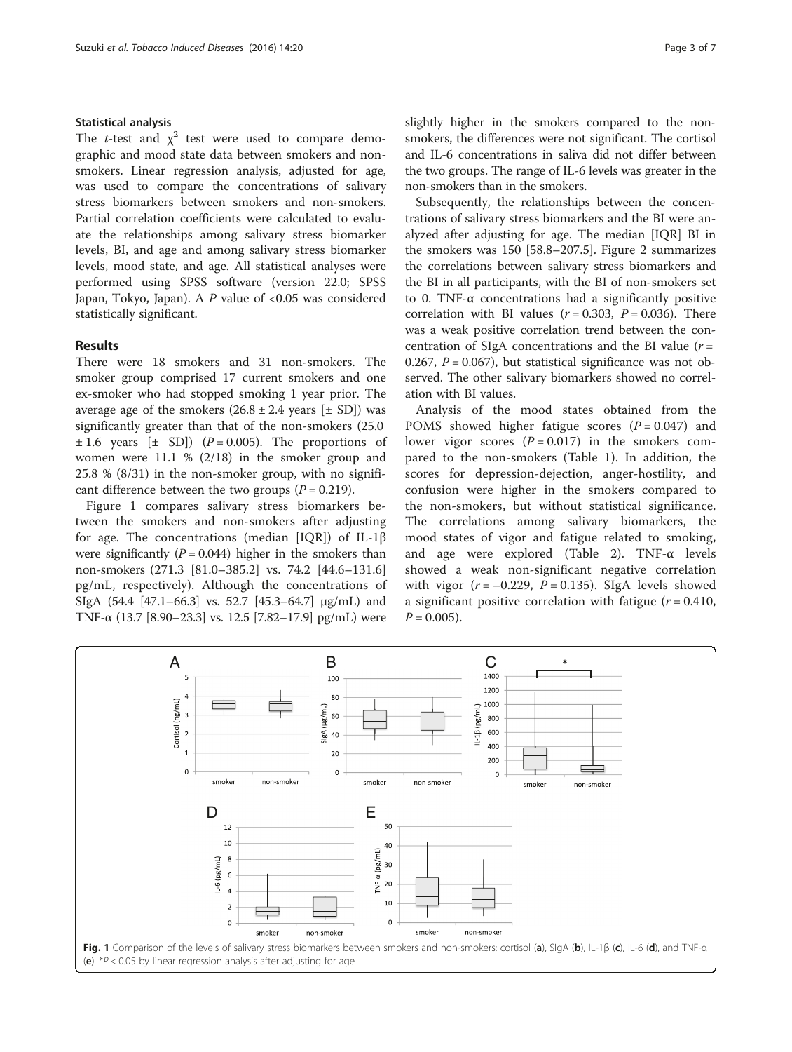### Statistical analysis

The *t*-test and $\chi^2$ test were used to compare demographic and mood state data between smokers and non-smokers. Linear regression analysis, adjusted for age, was used to compare the concentrations of salivary stress biomarkers between smokers and non-smokers. Partial correlation coefficients were calculated to evaluate the relationships among salivary stress biomarker levels, BI, and age and among salivary stress biomarker levels, mood state, and age. All statistical analyses were performed using SPSS software (version 22.0; SPSS Japan, Tokyo, Japan). A *P* value of <0.05 was considered statistically significant.

## Results

There were 18 smokers and 31 non-smokers. The smoker group comprised 17 current smokers and one ex-smoker who had stopped smoking 1 year prior. The average age of the smokers (26.8 ± 2.4 years [± SD]) was significantly greater than that of the non-smokers (25.0 ± 1.6 years [± SD]) ($P = 0.005$). The proportions of women were 11.1 % (2/18) in the smoker group and 25.8 % (8/31) in the non-smoker group, with no significant difference between the two groups ($P = 0.219$).

Figure 1 compares salivary stress biomarkers between the smokers and non-smokers after adjusting for age. The concentrations (median [IQR]) of IL-1β were significantly ($P = 0.044$) higher in the smokers than non-smokers (271.3 [81.0–385.2] vs. 74.2 [44.6–131.6] pg/mL, respectively). Although the concentrations of SIgA (54.4 [47.1–66.3] vs. 52.7 [45.3–64.7] μg/mL) and TNF-α (13.7 [8.90–23.3] vs. 12.5 [7.82–17.9] pg/mL) were slightly higher in the smokers compared to the non-smokers, the differences were not significant. The cortisol and IL-6 concentrations in saliva did not differ between the two groups. The range of IL-6 levels was greater in the non-smokers than in the smokers.

Subsequently, the relationships between the concentrations of salivary stress biomarkers and the BI were analyzed after adjusting for age. The median [IQR] BI in the smokers was 150 [58.8–207.5]. Figure 2 summarizes the correlations between salivary stress biomarkers and the BI in all participants, with the BI of non-smokers set to 0. TNF-α concentrations had a significantly positive correlation with BI values ($r = 0.303$, $P = 0.036$). There was a weak positive correlation trend between the concentration of SIgA concentrations and the BI value ($r = 0.267$, $P = 0.067$), but statistical significance was not observed. The other salivary biomarkers showed no correlation with BI values.

Analysis of the mood states obtained from the POMS showed higher fatigue scores ($P = 0.047$) and lower vigor scores ($P = 0.017$) in the smokers compared to the non-smokers (Table 1). In addition, the scores for depression-dejection, anger-hostility, and confusion were higher in the smokers compared to the non-smokers, but without statistical significance. The correlations among salivary biomarkers, the mood states of vigor and fatigue related to smoking, and age were explored (Table 2). TNF-α levels showed a weak non-significant negative correlation with vigor ($r = -0.229$, $P = 0.135$). SIgA levels showed a significant positive correlation with fatigue ($r = 0.410$, $P = 0.005$).

**Fig. 1** Comparison of the levels of salivary stress biomarkers between smokers and non-smokers: cortisol (**a**), SIgA (**b**), IL-1β (**c**), IL-6 (**d**), and TNF-α (**e**). *$P < 0.05$ by linear regression analysis after adjusting for age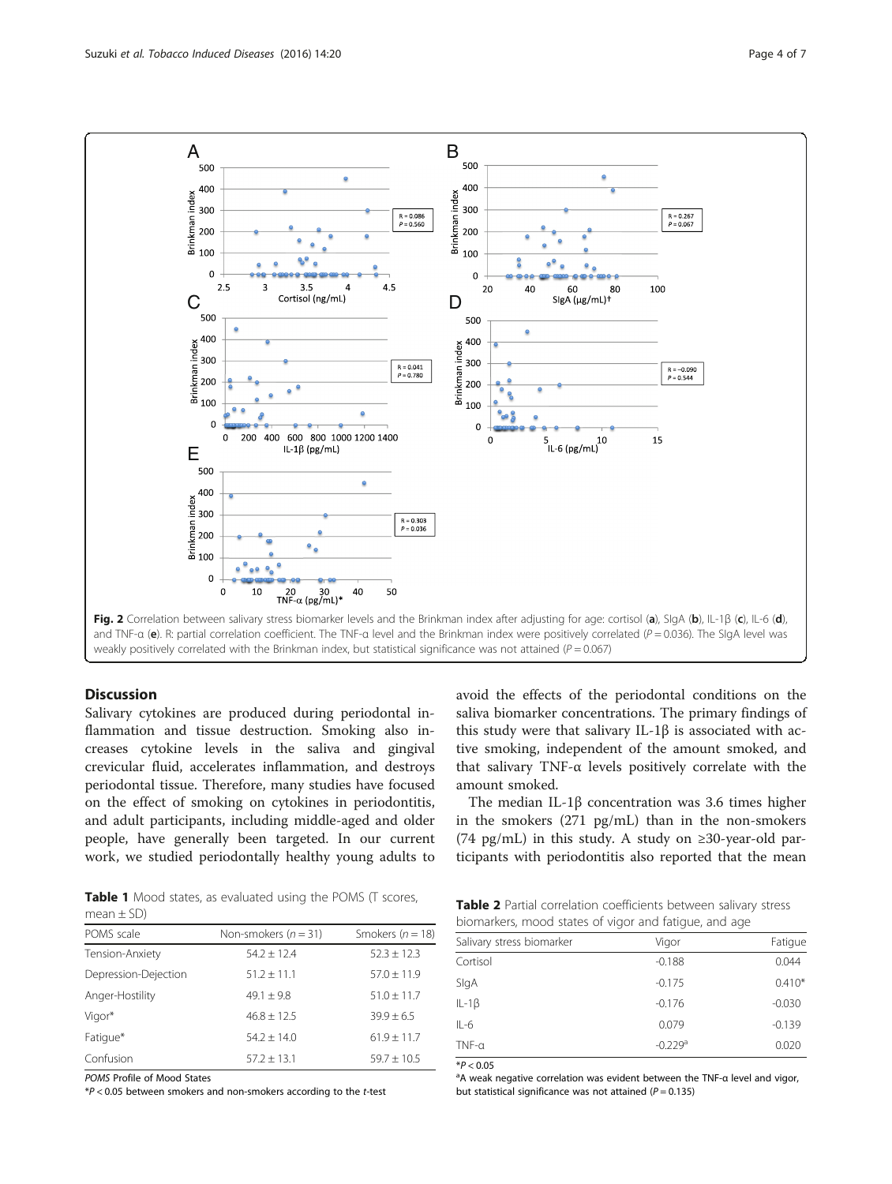Fig. 2 Correlation between salivary stress biomarker levels and the Brinkman index after adjusting for age: cortisol (**a**), SIgA (**b**), IL-1β (**c**), IL-6 (**d**), and TNF-α (**e**). R: partial correlation coefficient. The TNF-α level and the Brinkman index were positively correlated ($P = 0.036$). The SIgA level was weakly positively correlated with the Brinkman index, but statistical significance was not attained ($P = 0.067$)

## Discussion

Salivary cytokines are produced during periodontal inflammation and tissue destruction. Smoking also increases cytokine levels in the saliva and gingival crevicular fluid, accelerates inflammation, and destroys periodontal tissue. Therefore, many studies have focused on the effect of smoking on cytokines in periodontitis, and adult participants, including middle-aged and older people, have generally been targeted. In our current work, we studied periodontally healthy young adults to avoid the effects of the periodontal conditions on the saliva biomarker concentrations. The primary findings of this study were that salivary IL-1β is associated with active smoking, independent of the amount smoked, and that salivary TNF-α levels positively correlate with the amount smoked.

The median IL-1β concentration was 3.6 times higher in the smokers (271 pg/mL) than in the non-smokers (74 pg/mL) in this study. A study on ≥30-year-old participants with periodontitis also reported that the mean

**Table 1** Mood states, as evaluated using the POMS (T scores, mean ± SD)

| POMS scale | Non-smokers ($n = 31$) | Smokers ($n = 18$) |
|---|---|---|
| Tension-Anxiety | 54.2 ± 12.4 | 52.3 ± 12.3 |
| Depression-Dejection | 51.2 ± 11.1 | 57.0 ± 11.9 |
| Anger-Hostility | 49.1 ± 9.8 | 51.0 ± 11.7 |
| Vigor* | 46.8 ± 12.5 | 39.9 ± 6.5 |
| Fatigue* | 54.2 ± 14.0 | 61.9 ± 11.7 |
| Confusion | 57.2 ± 13.1 | 59.7 ± 10.5 |

*POMS* Profile of Mood States

*$P < 0.05$ between smokers and non-smokers according to the *t*-test

**Table 2** Partial correlation coefficients between salivary stress biomarkers, mood states of vigor and fatigue, and age

| Salivary stress biomarker | Vigor | Fatigue |
|---|---|---|
| Cortisol | -0.188 | 0.044 |
| SIgA | -0.175 | 0.410* |
| IL-1β | -0.176 | -0.030 |
| IL-6 | 0.079 | -0.139 |
| TNF-α | -0.229[a] | 0.020 |

*$P < 0.05$

[a]A weak negative correlation was evident between the TNF-α level and vigor, but statistical significance was not attained ($P = 0.135$)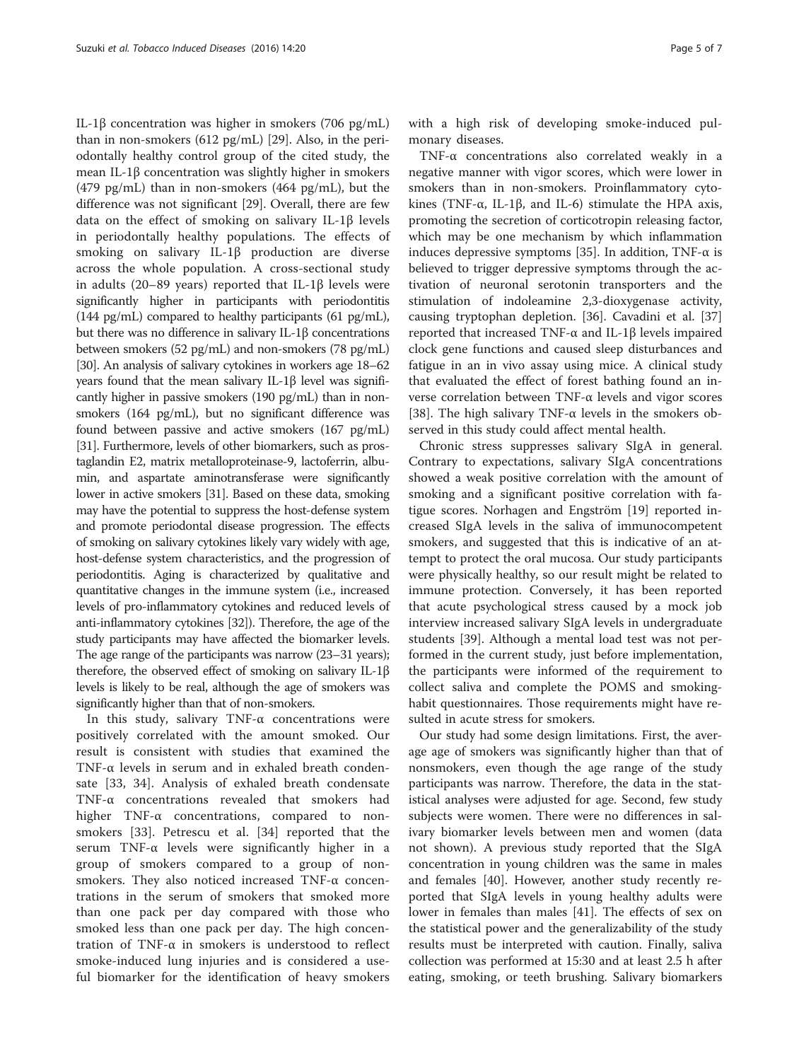IL-1β concentration was higher in smokers (706 pg/mL) than in non-smokers (612 pg/mL) [29]. Also, in the periodontally healthy control group of the cited study, the mean IL-1β concentration was slightly higher in smokers (479 pg/mL) than in non-smokers (464 pg/mL), but the difference was not significant [29]. Overall, there are few data on the effect of smoking on salivary IL-1β levels in periodontally healthy populations. The effects of smoking on salivary IL-1β production are diverse across the whole population. A cross-sectional study in adults (20–89 years) reported that IL-1β levels were significantly higher in participants with periodontitis (144 pg/mL) compared to healthy participants (61 pg/mL), but there was no difference in salivary IL-1β concentrations between smokers (52 pg/mL) and non-smokers (78 pg/mL) [30]. An analysis of salivary cytokines in workers age 18–62 years found that the mean salivary IL-1β level was significantly higher in passive smokers (190 pg/mL) than in non-smokers (164 pg/mL), but no significant difference was found between passive and active smokers (167 pg/mL) [31]. Furthermore, levels of other biomarkers, such as prostaglandin E2, matrix metalloproteinase-9, lactoferrin, albumin, and aspartate aminotransferase were significantly lower in active smokers [31]. Based on these data, smoking may have the potential to suppress the host-defense system and promote periodontal disease progression. The effects of smoking on salivary cytokines likely vary widely with age, host-defense system characteristics, and the progression of periodontitis. Aging is characterized by qualitative and quantitative changes in the immune system (i.e., increased levels of pro-inflammatory cytokines and reduced levels of anti-inflammatory cytokines [32]). Therefore, the age of the study participants may have affected the biomarker levels. The age range of the participants was narrow (23–31 years); therefore, the observed effect of smoking on salivary IL-1β levels is likely to be real, although the age of smokers was significantly higher than that of non-smokers.

In this study, salivary TNF-α concentrations were positively correlated with the amount smoked. Our result is consistent with studies that examined the TNF-α levels in serum and in exhaled breath condensate [33, 34]. Analysis of exhaled breath condensate TNF-α concentrations revealed that smokers had higher TNF-α concentrations, compared to non-smokers [33]. Petrescu et al. [34] reported that the serum TNF-α levels were significantly higher in a group of smokers compared to a group of non-smokers. They also noticed increased TNF-α concentrations in the serum of smokers that smoked more than one pack per day compared with those who smoked less than one pack per day. The high concentration of TNF-α in smokers is understood to reflect smoke-induced lung injuries and is considered a useful biomarker for the identification of heavy smokers with a high risk of developing smoke-induced pulmonary diseases.

TNF-α concentrations also correlated weakly in a negative manner with vigor scores, which were lower in smokers than in non-smokers. Proinflammatory cytokines (TNF-α, IL-1β, and IL-6) stimulate the HPA axis, promoting the secretion of corticotropin releasing factor, which may be one mechanism by which inflammation induces depressive symptoms [35]. In addition, TNF-α is believed to trigger depressive symptoms through the activation of neuronal serotonin transporters and the stimulation of indoleamine 2,3-dioxygenase activity, causing tryptophan depletion. [36]. Cavadini et al. [37] reported that increased TNF-α and IL-1β levels impaired clock gene functions and caused sleep disturbances and fatigue in an in vivo assay using mice. A clinical study that evaluated the effect of forest bathing found an inverse correlation between TNF-α levels and vigor scores [38]. The high salivary TNF-α levels in the smokers observed in this study could affect mental health.

Chronic stress suppresses salivary SIgA in general. Contrary to expectations, salivary SIgA concentrations showed a weak positive correlation with the amount of smoking and a significant positive correlation with fatigue scores. Norhagen and Engström [19] reported increased SIgA levels in the saliva of immunocompetent smokers, and suggested that this is indicative of an attempt to protect the oral mucosa. Our study participants were physically healthy, so our result might be related to immune protection. Conversely, it has been reported that acute psychological stress caused by a mock job interview increased salivary SIgA levels in undergraduate students [39]. Although a mental load test was not performed in the current study, just before implementation, the participants were informed of the requirement to collect saliva and complete the POMS and smoking-habit questionnaires. Those requirements might have resulted in acute stress for smokers.

Our study had some design limitations. First, the average age of smokers was significantly higher than that of nonsmokers, even though the age range of the study participants was narrow. Therefore, the data in the statistical analyses were adjusted for age. Second, few study subjects were women. There were no differences in salivary biomarker levels between men and women (data not shown). A previous study reported that the SIgA concentration in young children was the same in males and females [40]. However, another study recently reported that SIgA levels in young healthy adults were lower in females than males [41]. The effects of sex on the statistical power and the generalizability of the study results must be interpreted with caution. Finally, saliva collection was performed at 15:30 and at least 2.5 h after eating, smoking, or teeth brushing. Salivary biomarkers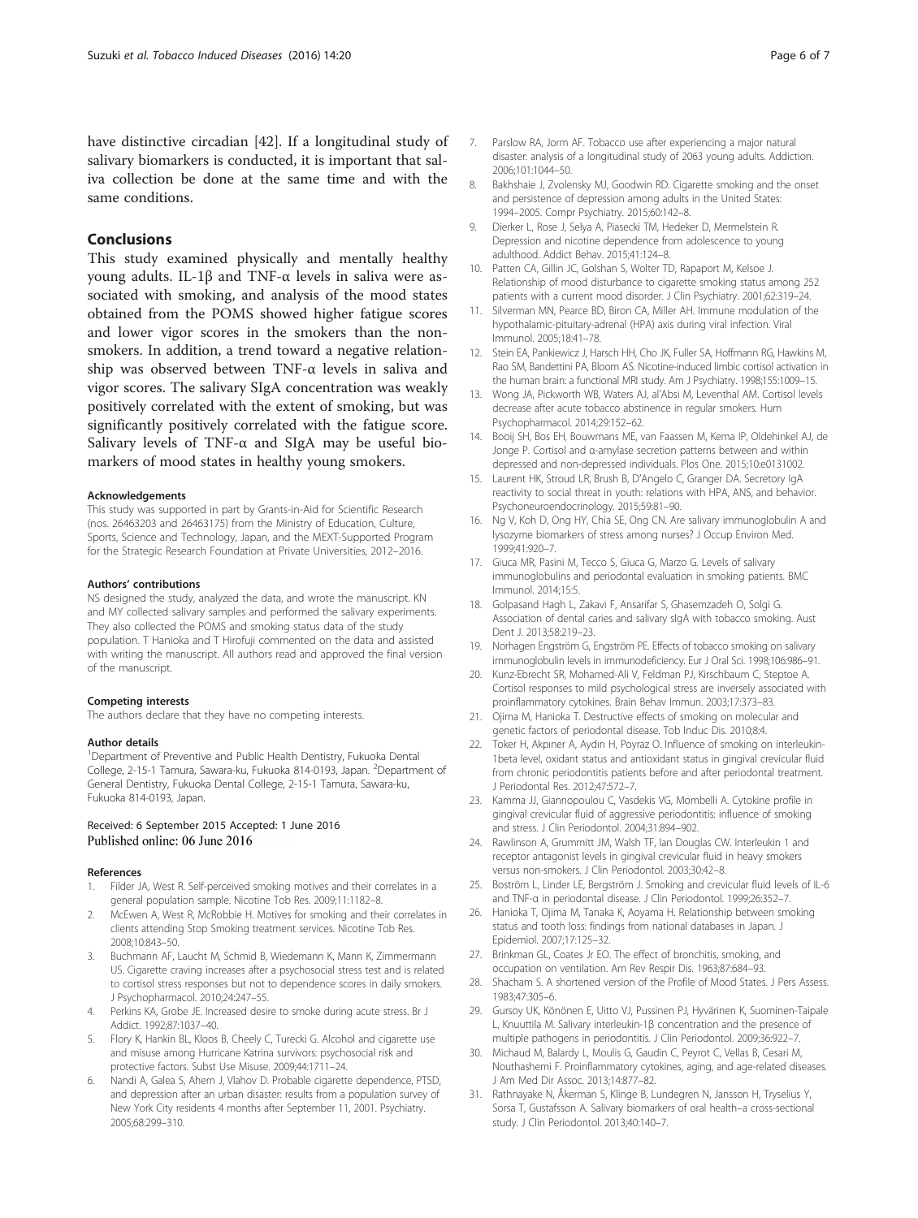have distinctive circadian [42]. If a longitudinal study of salivary biomarkers is conducted, it is important that saliva collection be done at the same time and with the same conditions.

## Conclusions

This study examined physically and mentally healthy young adults. IL-1β and TNF-α levels in saliva were associated with smoking, and analysis of the mood states obtained from the POMS showed higher fatigue scores and lower vigor scores in the smokers than the nonsmokers. In addition, a trend toward a negative relationship was observed between TNF-α levels in saliva and vigor scores. The salivary SIgA concentration was weakly positively correlated with the extent of smoking, but was significantly positively correlated with the fatigue score. Salivary levels of TNF-α and SIgA may be useful biomarkers of mood states in healthy young smokers.

#### Acknowledgements

This study was supported in part by Grants-in-Aid for Scientific Research (nos. 26463203 and 26463175) from the Ministry of Education, Culture, Sports, Science and Technology, Japan, and the MEXT-Supported Program for the Strategic Research Foundation at Private Universities, 2012–2016.

#### Authors' contributions

NS designed the study, analyzed the data, and wrote the manuscript. KN and MY collected salivary samples and performed the salivary experiments. They also collected the POMS and smoking status data of the study population. T Hanioka and T Hirofuji commented on the data and assisted with writing the manuscript. All authors read and approved the final version of the manuscript.

#### Competing interests

The authors declare that they have no competing interests.

#### Author details

[1]Department of Preventive and Public Health Dentistry, Fukuoka Dental College, 2-15-1 Tamura, Sawara-ku, Fukuoka 814-0193, Japan. [2]Department of General Dentistry, Fukuoka Dental College, 2-15-1 Tamura, Sawara-ku, Fukuoka 814-0193, Japan.

Received: 6 September 2015 Accepted: 1 June 2016
Published online: 06 June 2016

#### References

1. Filder JA, West R. Self-perceived smoking motives and their correlates in a general population sample. Nicotine Tob Res. 2009;11:1182–8.
2. McEwen A, West R, McRobbie H. Motives for smoking and their correlates in clients attending Stop Smoking treatment services. Nicotine Tob Res. 2008;10:843–50.
3. Buchmann AF, Laucht M, Schmid B, Wiedemann K, Mann K, Zimmermann US. Cigarette craving increases after a psychosocial stress test and is related to cortisol stress responses but not to dependence scores in daily smokers. J Psychopharmacol. 2010;24:247–55.
4. Perkins KA, Grobe JE. Increased desire to smoke during acute stress. Br J Addict. 1992;87:1037–40.
5. Flory K, Hankin BL, Kloos B, Cheely C, Turecki G. Alcohol and cigarette use and misuse among Hurricane Katrina survivors: psychosocial risk and protective factors. Subst Use Misuse. 2009;44:1711–24.
6. Nandi A, Galea S, Ahern J, Vlahov D. Probable cigarette dependence, PTSD, and depression after an urban disaster: results from a population survey of New York City residents 4 months after September 11, 2001. Psychiatry. 2005;68:299–310.
7. Parslow RA, Jorm AF. Tobacco use after experiencing a major natural disaster: analysis of a longitudinal study of 2063 young adults. Addiction. 2006;101:1044–50.
8. Bakhshaie J, Zvolensky MJ, Goodwin RD. Cigarette smoking and the onset and persistence of depression among adults in the United States: 1994–2005. Compr Psychiatry. 2015;60:142–8.
9. Dierker L, Rose J, Selya A, Piasecki TM, Hedeker D, Mermelstein R. Depression and nicotine dependence from adolescence to young adulthood. Addict Behav. 2015;41:124–8.
10. Patten CA, Gillin JC, Golshan S, Wolter TD, Rapaport M, Kelsoe J. Relationship of mood disturbance to cigarette smoking status among 252 patients with a current mood disorder. J Clin Psychiatry. 2001;62:319–24.
11. Silverman MN, Pearce BD, Biron CA, Miller AH. Immune modulation of the hypothalamic-pituitary-adrenal (HPA) axis during viral infection. Viral Immunol. 2005;18:41–78.
12. Stein EA, Pankiewicz J, Harsch HH, Cho JK, Fuller SA, Hoffmann RG, Hawkins M, Rao SM, Bandettini PA, Bloom AS. Nicotine-induced limbic cortisol activation in the human brain: a functional MRI study. Am J Psychiatry. 1998;155:1009–15.
13. Wong JA, Pickworth WB, Waters AJ, al'Absi M, Leventhal AM. Cortisol levels decrease after acute tobacco abstinence in regular smokers. Hum Psychopharmacol. 2014;29:152–62.
14. Booij SH, Bos EH, Bouwmans ME, van Faassen M, Kema IP, Oldehinkel AJ, de Jonge P. Cortisol and α-amylase secretion patterns between and within depressed and non-depressed individuals. Plos One. 2015;10:e0131002.
15. Laurent HK, Stroud LR, Brush B, D'Angelo C, Granger DA. Secretory IgA reactivity to social threat in youth: relations with HPA, ANS, and behavior. Psychoneuroendocrinology. 2015;59:81–90.
16. Ng V, Koh D, Ong HY, Chia SE, Ong CN. Are salivary immunoglobulin A and lysozyme biomarkers of stress among nurses? J Occup Environ Med. 1999;41:920–7.
17. Giuca MR, Pasini M, Tecco S, Giuca G, Marzo G. Levels of salivary immunoglobulins and periodontal evaluation in smoking patients. BMC Immunol. 2014;15:5.
18. Golpasand Hagh L, Zakavi F, Ansarifar S, Ghasemzadeh O, Solgi G. Association of dental caries and salivary sIgA with tobacco smoking. Aust Dent J. 2013;58:219–23.
19. Norhagen Engström G, Engström PE. Effects of tobacco smoking on salivary immunoglobulin levels in immunodeficiency. Eur J Oral Sci. 1998;106:986–91.
20. Kunz-Ebrecht SR, Mohamed-Ali V, Feldman PJ, Kirschbaum C, Steptoe A. Cortisol responses to mild psychological stress are inversely associated with proinflammatory cytokines. Brain Behav Immun. 2003;17:373–83.
21. Ojima M, Hanioka T. Destructive effects of smoking on molecular and genetic factors of periodontal disease. Tob Induc Dis. 2010;8:4.
22. Toker H, Akpınar A, Aydın H, Poyraz O. Influence of smoking on interleukin-1beta level, oxidant status and antioxidant status in gingival crevicular fluid from chronic periodontitis patients before and after periodontal treatment. J Periodontal Res. 2012;47:572–7.
23. Kamma JJ, Giannopoulou C, Vasdekis VG, Mombelli A. Cytokine profile in gingival crevicular fluid of aggressive periodontitis: influence of smoking and stress. J Clin Periodontol. 2004;31:894–902.
24. Rawlinson A, Grummitt JM, Walsh TF, Ian Douglas CW. Interleukin 1 and receptor antagonist levels in gingival crevicular fluid in heavy smokers versus non-smokers. J Clin Periodontol. 2003;30:42–8.
25. Boström L, Linder LE, Bergström J. Smoking and crevicular fluid levels of IL-6 and TNF-α in periodontal disease. J Clin Periodontol. 1999;26:352–7.
26. Hanioka T, Ojima M, Tanaka K, Aoyama H. Relationship between smoking status and tooth loss: findings from national databases in Japan. J Epidemiol. 2007;17:125–32.
27. Brinkman GL, Coates Jr EO. The effect of bronchitis, smoking, and occupation on ventilation. Am Rev Respir Dis. 1963;87:684–93.
28. Shacham S. A shortened version of the Profile of Mood States. J Pers Assess. 1983;47:305–6.
29. Gursoy UK, Könönen E, Uitto VJ, Pussinen PJ, Hyvärinen K, Suominen-Taipale L, Knuuttila M. Salivary interleukin-1β concentration and the presence of multiple pathogens in periodontitis. J Clin Periodontol. 2009;36:922–7.
30. Michaud M, Balardy L, Moulis G, Gaudin C, Peyrot C, Vellas B, Cesari M, Nouthashemi F. Proinflammatory cytokines, aging, and age-related diseases. J Am Med Dir Assoc. 2013;14:877–82.
31. Rathnayake N, Åkerman S, Klinge B, Lundegren N, Jansson H, Tryselius Y, Sorsa T, Gustafsson A. Salivary biomarkers of oral health–a cross-sectional study. J Clin Periodontol. 2013;40:140–7.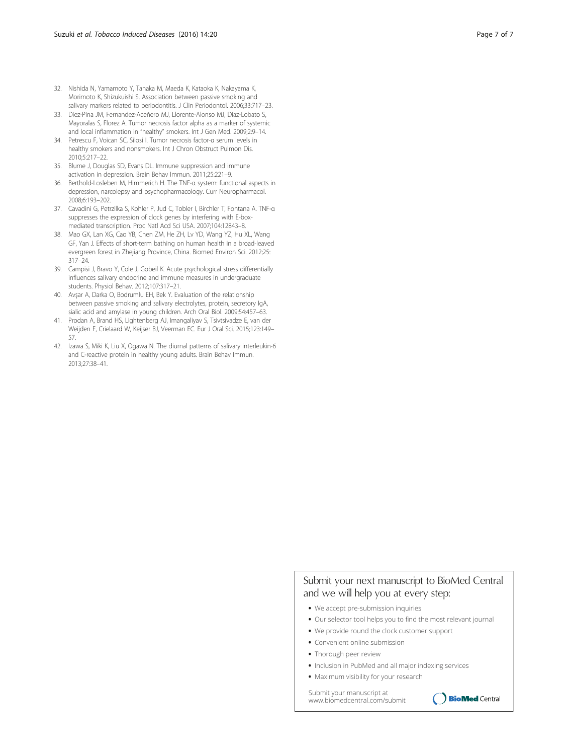32. Nishida N, Yamamoto Y, Tanaka M, Maeda K, Kataoka K, Nakayama K, Morimoto K, Shizukuishi S. Association between passive smoking and salivary markers related to periodontitis. J Clin Periodontol. 2006;33:717–23.
33. Diez-Pina JM, Fernandez-Aceñero MJ, Llorente-Alonso MJ, Diaz-Lobato S, Mayoralas S, Florez A. Tumor necrosis factor alpha as a marker of systemic and local inflammation in "healthy" smokers. Int J Gen Med. 2009;2:9–14.
34. Petrescu F, Voican SC, Silosi I. Tumor necrosis factor-α serum levels in healthy smokers and nonsmokers. Int J Chron Obstruct Pulmon Dis. 2010;5:217–22.
35. Blume J, Douglas SD, Evans DL. Immune suppression and immune activation in depression. Brain Behav Immun. 2011;25:221–9.
36. Berthold-Losleben M, Himmerich H. The TNF-α system: functional aspects in depression, narcolepsy and psychopharmacology. Curr Neuropharmacol. 2008;6:193–202.
37. Cavadini G, Petrzilka S, Kohler P, Jud C, Tobler I, Birchler T, Fontana A. TNF-α suppresses the expression of clock genes by interfering with E-box-mediated transcription. Proc Natl Acd Sci USA. 2007;104:12843–8.
38. Mao GX, Lan XG, Cao YB, Chen ZM, He ZH, Lv YD, Wang YZ, Hu XL, Wang GF, Yan J. Effects of short-term bathing on human health in a broad-leaved evergreen forest in Zhejiang Province, China. Biomed Environ Sci. 2012;25: 317–24.
39. Campisi J, Bravo Y, Cole J, Gobeil K. Acute psychological stress differentially influences salivary endocrine and immune measures in undergraduate students. Physiol Behav. 2012;107:317–21.
40. Avşar A, Darka O, Bodrumlu EH, Bek Y. Evaluation of the relationship between passive smoking and salivary electrolytes, protein, secretory IgA, sialic acid and amylase in young children. Arch Oral Biol. 2009;54:457–63.
41. Prodan A, Brand HS, Lightenberg AJ, Imangaliyav S, Tsivtsivadze E, van der Weijden F, Crielaard W, Keijser BJ, Veerman EC. Eur J Oral Sci. 2015;123:149–57.
42. Izawa S, Miki K, Liu X, Ogawa N. The diurnal patterns of salivary interleukin-6 and C-reactive protein in healthy young adults. Brain Behav Immun. 2013;27:38–41.

Submit your next manuscript to BioMed Central and we will help you at every step:

- We accept pre-submission inquiries
- Our selector tool helps you to find the most relevant journal
- We provide round the clock customer support
- Convenient online submission
- Thorough peer review
- Inclusion in PubMed and all major indexing services
- Maximum visibility for your research

Submit your manuscript at
www.biomedcentral.com/submit

BioMed Central